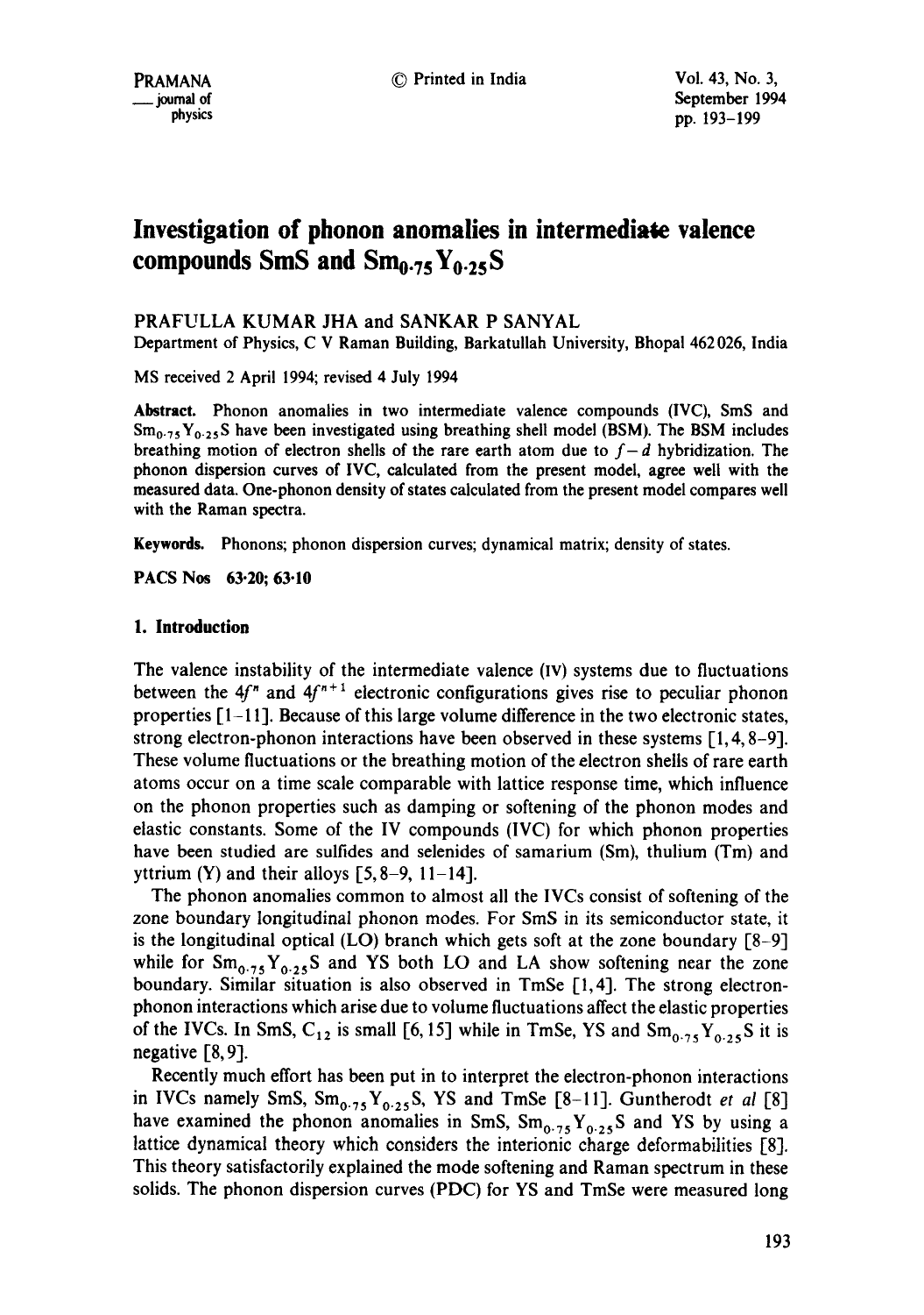# Investigation of phonon anomalies in intermediate valence compounds SmS and $Sm_{0.75}Y_{0.25}S$

PRAFULLA KUMAR JHA and SANKAR P SANYAL

Department of Physics, C V Raman Building, Barkatullah University, Bhopal 462026, India

MS received 2 April 1994; revised 4 July 1994

**Abstract.** Phonon anomalies in two intermediate valence compounds (IVC), SmS and $Sm_{0.75}Y_{0.25}S$ have been investigated using breathing shell model (BSM). The BSM includes breathing motion of electron shells of the rare earth atom due to $f-d$ hybridization. The phonon dispersion curves of IVC, calculated from the present model, agree well with the measured data. One-phonon density of states calculated from the present model compares well with the Raman spectra.

**Keywords.** Phonons; phonon dispersion curves; dynamical matrix; density of states.

**PACS Nos** 63·20; 63·10

## 1. Introduction

The valence instability of the intermediate valence (IV) systems due to fluctuations between the $4f^n$ and $4f^{n+1}$ electronic configurations gives rise to peculiar phonon properties [1–11]. Because of this large volume difference in the two electronic states, strong electron-phonon interactions have been observed in these systems [1, 4, 8–9]. These volume fluctuations or the breathing motion of the electron shells of rare earth atoms occur on a time scale comparable with lattice response time, which influence on the phonon properties such as damping or softening of the phonon modes and elastic constants. Some of the IV compounds (IVC) for which phonon properties have been studied are sulfides and selenides of samarium (Sm), thulium (Tm) and yttrium (Y) and their alloys [5, 8–9, 11–14].

The phonon anomalies common to almost all the IVCs consist of softening of the zone boundary longitudinal phonon modes. For SmS in its semiconductor state, it is the longitudinal optical (LO) branch which gets soft at the zone boundary [8–9] while for $Sm_{0.75}Y_{0.25}S$ and YS both LO and LA show softening near the zone boundary. Similar situation is also observed in TmSe [1, 4]. The strong electron-phonon interactions which arise due to volume fluctuations affect the elastic properties of the IVCs. In SmS, $C_{12}$ is small [6, 15] while in TmSe, YS and $Sm_{0.75}Y_{0.25}S$ it is negative [8, 9].

Recently much effort has been put in to interpret the electron-phonon interactions in IVCs namely SmS, $Sm_{0.75}Y_{0.25}S$, YS and TmSe [8–11]. Guntherodt *et al* [8] have examined the phonon anomalies in SmS, $Sm_{0.75}Y_{0.25}S$ and YS by using a lattice dynamical theory which considers the interionic charge deformabilities [8]. This theory satisfactorily explained the mode softening and Raman spectrum in these solids. The phonon dispersion curves (PDC) for YS and TmSe were measured long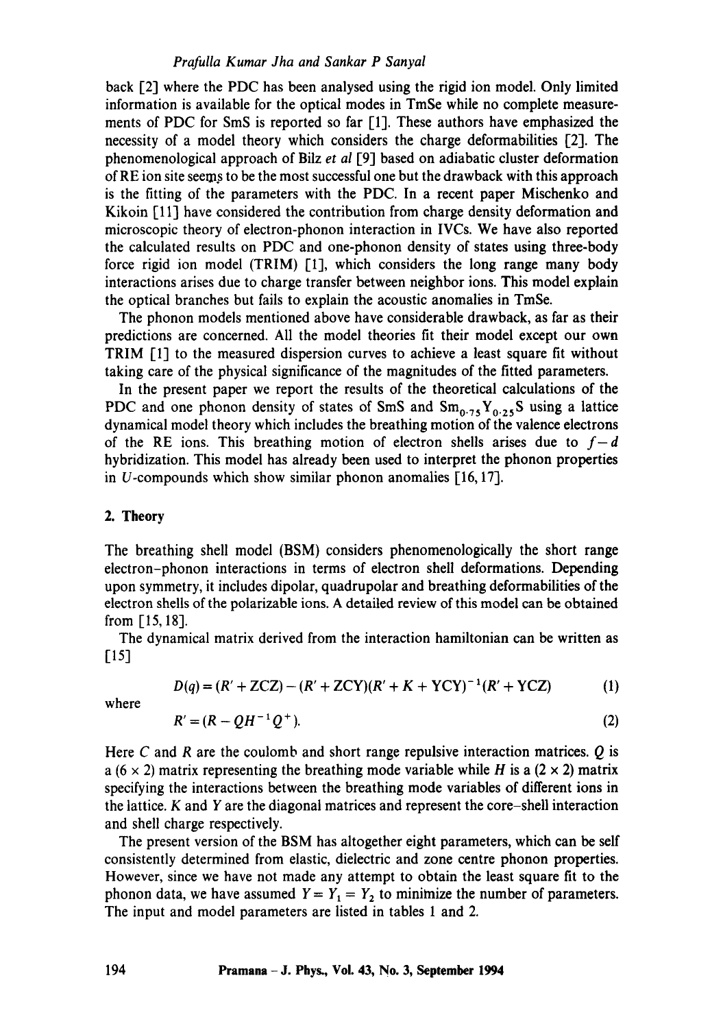back [2] where the PDC has been analysed using the rigid ion model. Only limited information is available for the optical modes in TmSe while no complete measurements of PDC for SmS is reported so far [1]. These authors have emphasized the necessity of a model theory which considers the charge deformabilities [2]. The phenomenological approach of Bilz *et al* [9] based on adiabatic cluster deformation of RE ion site seems to be the most successful one but the drawback with this approach is the fitting of the parameters with the PDC. In a recent paper Mischenko and Kikoin [11] have considered the contribution from charge density deformation and microscopic theory of electron-phonon interaction in IVCs. We have also reported the calculated results on PDC and one-phonon density of states using three-body force rigid ion model (TRIM) [1], which considers the long range many body interactions arises due to charge transfer between neighbor ions. This model explain the optical branches but fails to explain the acoustic anomalies in TmSe.

The phonon models mentioned above have considerable drawback, as far as their predictions are concerned. All the model theories fit their model except our own TRIM [1] to the measured dispersion curves to achieve a least square fit without taking care of the physical significance of the magnitudes of the fitted parameters.

In the present paper we report the results of the theoretical calculations of the PDC and one phonon density of states of SmS and $Sm_{0.75}Y_{0.25}S$ using a lattice dynamical model theory which includes the breathing motion of the valence electrons of the RE ions. This breathing motion of electron shells arises due to $f-d$ hybridization. This model has already been used to interpret the phonon properties in $U$-compounds which show similar phonon anomalies [16, 17].

## 2. Theory

The breathing shell model (BSM) considers phenomenologically the short range electron–phonon interactions in terms of electron shell deformations. Depending upon symmetry, it includes dipolar, quadrupolar and breathing deformabilities of the electron shells of the polarizable ions. A detailed review of this model can be obtained from [15, 18].

The dynamical matrix derived from the interaction hamiltonian can be written as [15]

$$D(q) = (R' + ZCZ) - (R' + ZCY)(R' + K + YCY)^{-1}(R' + YCZ) \quad (1)$$

where

$$R' = (R - QH^{-1}Q^{+}). \quad (2)$$

Here $C$ and $R$ are the coulomb and short range repulsive interaction matrices. $Q$ is a $(6 \times 2)$ matrix representing the breathing mode variable while $H$ is a $(2 \times 2)$ matrix specifying the interactions between the breathing mode variables of different ions in the lattice. $K$ and $Y$ are the diagonal matrices and represent the core–shell interaction and shell charge respectively.

The present version of the BSM has altogether eight parameters, which can be self consistently determined from elastic, dielectric and zone centre phonon properties. However, since we have not made any attempt to obtain the least square fit to the phonon data, we have assumed $Y = Y_1 = Y_2$ to minimize the number of parameters. The input and model parameters are listed in tables 1 and 2.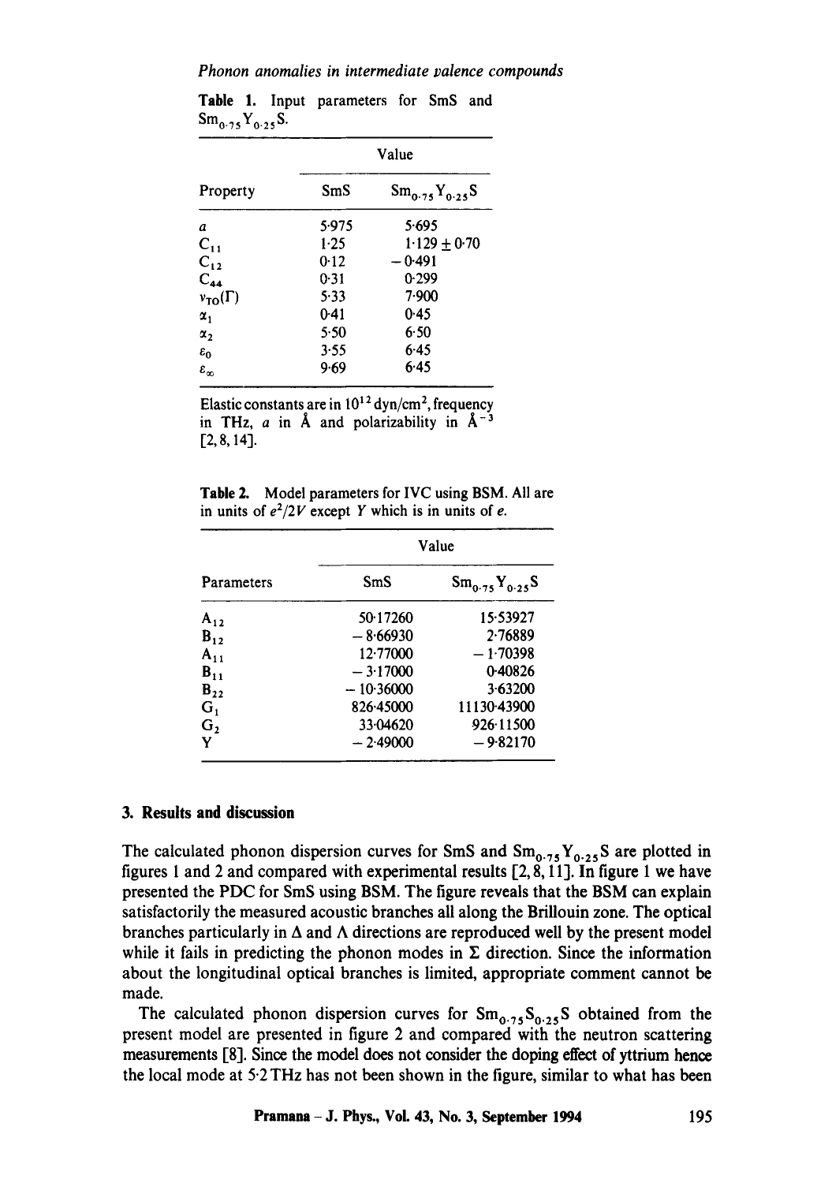**Table 1.** Input parameters for SmS and $Sm_{0.75}Y_{0.25}S$.

| Property | Value | |
|---|---|---|
| | SmS | $Sm_{0.75}Y_{0.25}S$ |
| $a$ | 5·975 | 5·695 |
| $C_{11}$ | 1·25 | 1·129 ± 0·70 |
| $C_{12}$ | 0·12 | −0·491 |
| $C_{44}$ | 0·31 | 0·299 |
| $\nu_{TO}(\Gamma)$ | 5·33 | 7·900 |
| $\alpha_1$ | 0·41 | 0·45 |
| $\alpha_2$ | 5·50 | 6·50 |
| $\varepsilon_0$ | 3·55 | 6·45 |
| $\varepsilon_\infty$ | 9·69 | 6·45 |

Elastic constants are in $10^{12}$ dyn/cm$^2$, frequency in THz, $a$ in Å and polarizability in Å$^{-3}$ [2, 8, 14].

**Table 2.** Model parameters for IVC using BSM. All are in units of $e^2/2V$ except Y which is in units of $e$.

| Parameters | Value | |
|---|---|---|
| | SmS | $Sm_{0.75}Y_{0.25}S$ |
| $A_{12}$ | 50·17260 | 15·53927 |
| $B_{12}$ | −8·66930 | 2·76889 |
| $A_{11}$ | 12·77000 | −1·70398 |
| $B_{11}$ | −3·17000 | 0·40826 |
| $B_{22}$ | −10·36000 | 3·63200 |
| $G_1$ | 826·45000 | 11130·43900 |
| $G_2$ | 33·04620 | 926·11500 |
| Y | −2·49000 | −9·82170 |

## 3. Results and discussion

The calculated phonon dispersion curves for SmS and $Sm_{0.75}Y_{0.25}S$ are plotted in figures 1 and 2 and compared with experimental results [2, 8, 11]. In figure 1 we have presented the PDC for SmS using BSM. The figure reveals that the BSM can explain satisfactorily the measured acoustic branches all along the Brillouin zone. The optical branches particularly in $\Delta$ and $\Lambda$ directions are reproduced well by the present model while it fails in predicting the phonon modes in $\Sigma$ direction. Since the information about the longitudinal optical branches is limited, appropriate comment cannot be made.

The calculated phonon dispersion curves for $Sm_{0.75}S_{0.25}S$ obtained from the present model are presented in figure 2 and compared with the neutron scattering measurements [8]. Since the model does not consider the doping effect of yttrium hence the local mode at 5·2 THz has not been shown in the figure, similar to what has been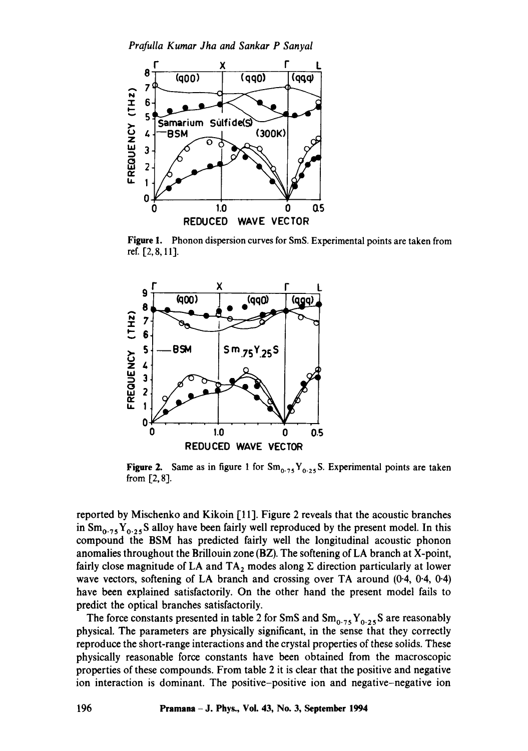**Figure 1.** Phonon dispersion curves for SmS. Experimental points are taken from ref. [2, 8, 11].

**Figure 2.** Same as in figure 1 for $Sm_{0.75}Y_{0.25}S$. Experimental points are taken from [2, 8].

reported by Mischenko and Kikoin [11]. Figure 2 reveals that the acoustic branches in $Sm_{0.75}Y_{0.25}S$ alloy have been fairly well reproduced by the present model. In this compound the BSM has predicted fairly well the longitudinal acoustic phonon anomalies throughout the Brillouin zone (BZ). The softening of LA branch at X-point, fairly close magnitude of LA and $TA_2$ modes along $\Sigma$ direction particularly at lower wave vectors, softening of LA branch and crossing over TA around (0·4, 0·4, 0·4) have been explained satisfactorily. On the other hand the present model fails to predict the optical branches satisfactorily.

The force constants presented in table 2 for SmS and $Sm_{0.75}Y_{0.25}S$ are reasonably physical. The parameters are physically significant, in the sense that they correctly reproduce the short-range interactions and the crystal properties of these solids. These physically reasonable force constants have been obtained from the macroscopic properties of these compounds. From table 2 it is clear that the positive and negative ion interaction is dominant. The positive–positive ion and negative–negative ion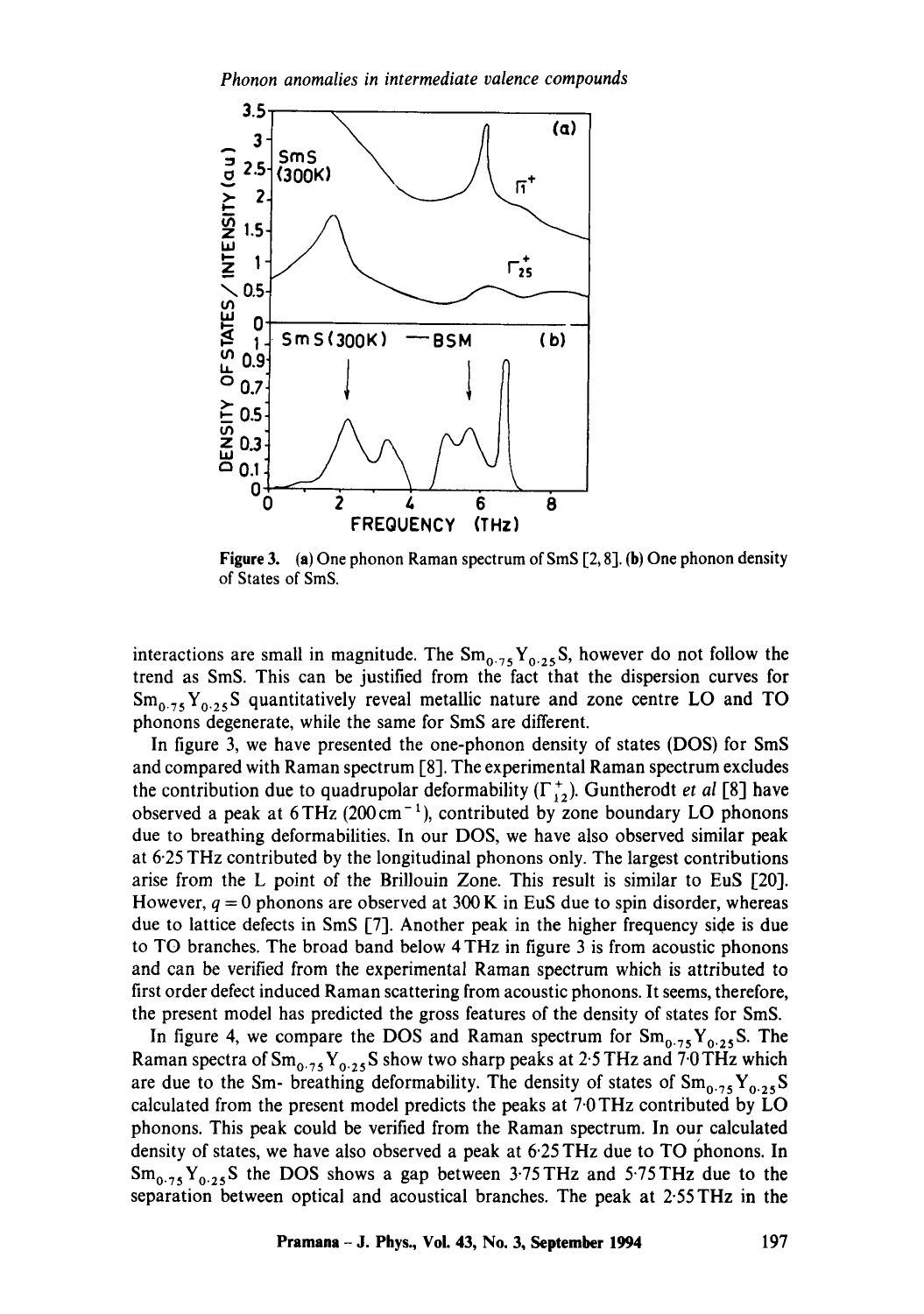Figure 3. (a) One phonon Raman spectrum of SmS [2, 8]. (b) One phonon density of States of SmS.

interactions are small in magnitude. The $Sm_{0.75}Y_{0.25}S$, however do not follow the trend as SmS. This can be justified from the fact that the dispersion curves for $Sm_{0.75}Y_{0.25}S$ quantitatively reveal metallic nature and zone centre LO and TO phonons degenerate, while the same for SmS are different.

In figure 3, we have presented the one-phonon density of states (DOS) for SmS and compared with Raman spectrum [8]. The experimental Raman spectrum excludes the contribution due to quadrupolar deformability ($\Gamma_{12}^{+}$). Guntherodt *et al* [8] have observed a peak at 6 THz (200 $cm^{-1}$), contributed by zone boundary LO phonons due to breathing deformabilities. In our DOS, we have also observed similar peak at 6·25 THz contributed by the longitudinal phonons only. The largest contributions arise from the L point of the Brillouin Zone. This result is similar to EuS [20]. However, $q = 0$ phonons are observed at 300 K in EuS due to spin disorder, whereas due to lattice defects in SmS [7]. Another peak in the higher frequency side is due to TO branches. The broad band below 4 THz in figure 3 is from acoustic phonons and can be verified from the experimental Raman spectrum which is attributed to first order defect induced Raman scattering from acoustic phonons. It seems, therefore, the present model has predicted the gross features of the density of states for SmS.

In figure 4, we compare the DOS and Raman spectrum for $Sm_{0.75}Y_{0.25}S$. The Raman spectra of $Sm_{0.75}Y_{0.25}S$ show two sharp peaks at 2·5 THz and 7·0 THz which are due to the Sm- breathing deformability. The density of states of $Sm_{0.75}Y_{0.25}S$ calculated from the present model predicts the peaks at 7·0 THz contributed by LO phonons. This peak could be verified from the Raman spectrum. In our calculated density of states, we have also observed a peak at 6·25 THz due to TO phonons. In $Sm_{0.75}Y_{0.25}S$ the DOS shows a gap between 3·75 THz and 5·75 THz due to the separation between optical and acoustical branches. The peak at 2·55 THz in the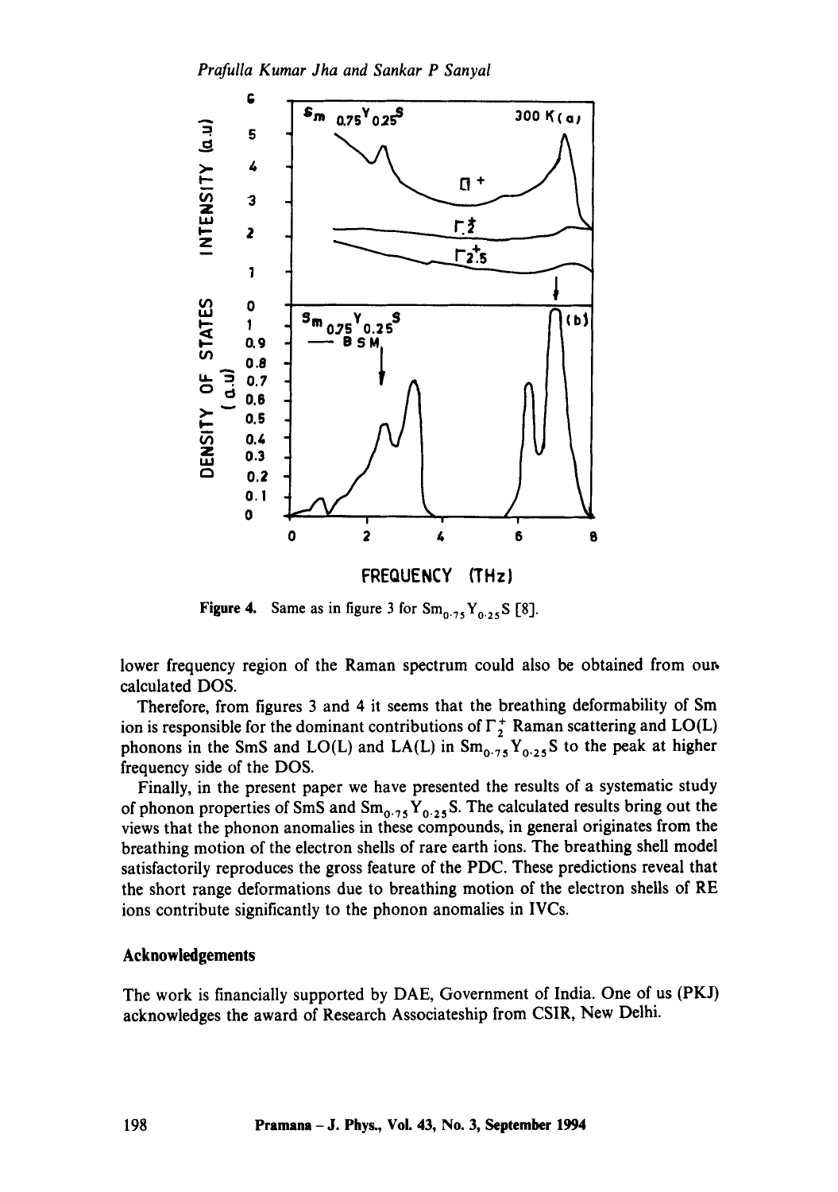**Figure 4.** Same as in figure 3 for $Sm_{0.75}Y_{0.25}S$ [8].

lower frequency region of the Raman spectrum could also be obtained from our calculated DOS.

Therefore, from figures 3 and 4 it seems that the breathing deformability of Sm ion is responsible for the dominant contributions of $\Gamma_2^+$ Raman scattering and LO(L) phonons in the SmS and LO(L) and LA(L) in $Sm_{0.75}Y_{0.25}S$ to the peak at higher frequency side of the DOS.

Finally, in the present paper we have presented the results of a systematic study of phonon properties of SmS and $Sm_{0.75}Y_{0.25}S$. The calculated results bring out the views that the phonon anomalies in these compounds, in general originates from the breathing motion of the electron shells of rare earth ions. The breathing shell model satisfactorily reproduces the gross feature of the PDC. These predictions reveal that the short range deformations due to breathing motion of the electron shells of RE ions contribute significantly to the phonon anomalies in IVCs.

## Acknowledgements

The work is financially supported by DAE, Government of India. One of us (PKJ) acknowledges the award of Research Associateship from CSIR, New Delhi.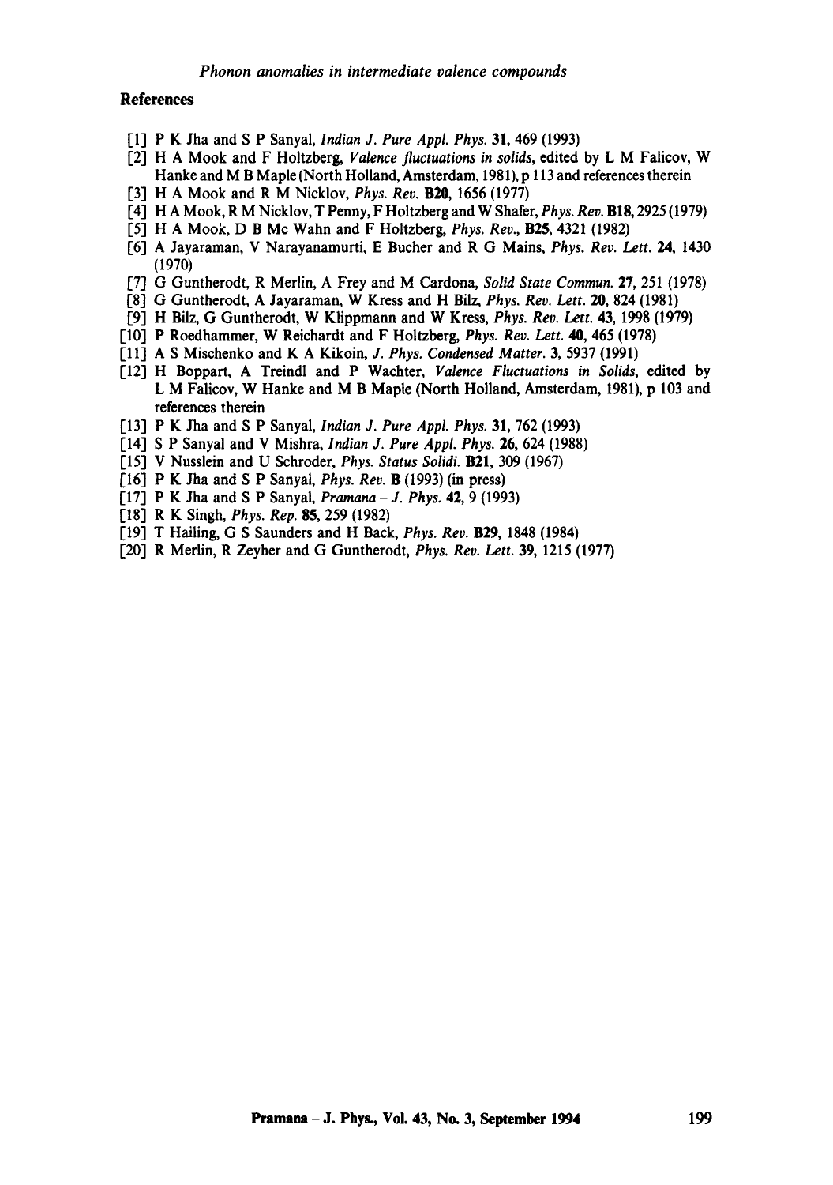## References

[1] P K Jha and S P Sanyal, *Indian J. Pure Appl. Phys.* **31**, 469 (1993)

[2] H A Mook and F Holtzberg, *Valence fluctuations in solids*, edited by L M Falicov, W Hanke and M B Maple (North Holland, Amsterdam, 1981), p 113 and references therein

[3] H A Mook and R M Nicklov, *Phys. Rev.* **B20**, 1656 (1977)

[4] H A Mook, R M Nicklov, T Penny, F Holtzberg and W Shafer, *Phys. Rev.* **B18**, 2925 (1979)

[5] H A Mook, D B Mc Wahn and F Holtzberg, *Phys. Rev.*, **B25**, 4321 (1982)

[6] A Jayaraman, V Narayanamurti, E Bucher and R G Mains, *Phys. Rev. Lett.* **24**, 1430 (1970)

[7] G Guntherodt, R Merlin, A Frey and M Cardona, *Solid State Commun.* **27**, 251 (1978)

[8] G Guntherodt, A Jayaraman, W Kress and H Bilz, *Phys. Rev. Lett.* **20**, 824 (1981)

[9] H Bilz, G Guntherodt, W Klippmann and W Kress, *Phys. Rev. Lett.* **43**, 1998 (1979)

[10] P Roedhammer, W Reichardt and F Holtzberg, *Phys. Rev. Lett.* **40**, 465 (1978)

[11] A S Mischenko and K A Kikoin, *J. Phys. Condensed Matter.* **3**, 5937 (1991)

[12] H Boppart, A Treindl and P Wachter, *Valence Fluctuations in Solids*, edited by L M Falicov, W Hanke and M B Maple (North Holland, Amsterdam, 1981), p 103 and references therein

[13] P K Jha and S P Sanyal, *Indian J. Pure Appl. Phys.* **31**, 762 (1993)

[14] S P Sanyal and V Mishra, *Indian J. Pure Appl. Phys.* **26**, 624 (1988)

[15] V Nusslein and U Schroder, *Phys. Status Solidi.* **B21**, 309 (1967)

[16] P K Jha and S P Sanyal, *Phys. Rev.* **B** (1993) (in press)

[17] P K Jha and S P Sanyal, *Pramana – J. Phys.* **42**, 9 (1993)

[18] R K Singh, *Phys. Rep.* **85**, 259 (1982)

[19] T Hailing, G S Saunders and H Back, *Phys. Rev.* **B29**, 1848 (1984)

[20] R Merlin, R Zeyher and G Guntherodt, *Phys. Rev. Lett.* **39**, 1215 (1977)